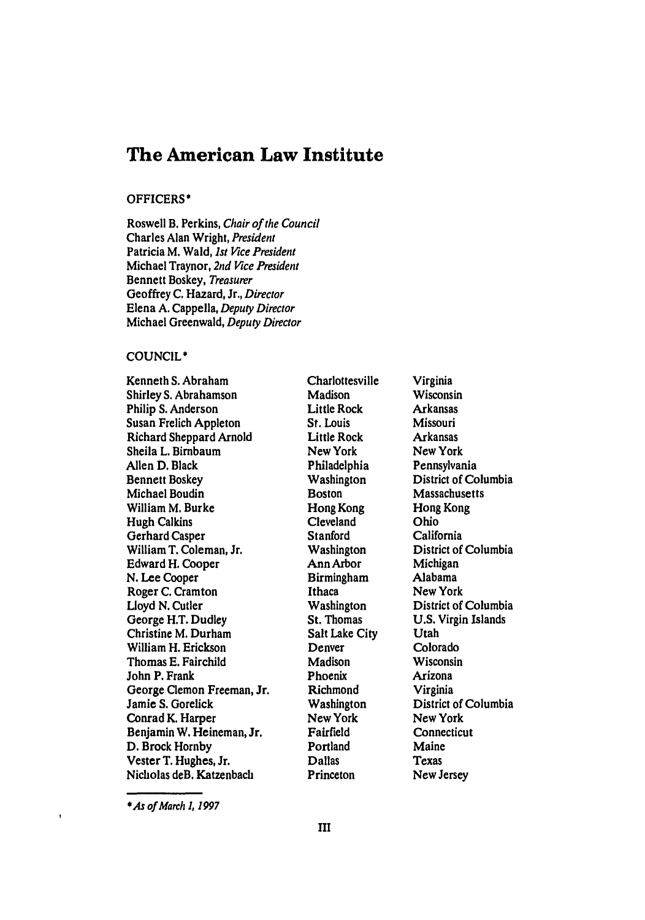# The American Law Institute

## OFFICERS*

Roswell B. Perkins, *Chair of the Council*
Charles Alan Wright, *President*
Patricia M. Wald, *1st Vice President*
Michael Traynor, *2nd Vice President*
Bennett Boskey, *Treasurer*
Geoffrey C. Hazard, Jr., *Director*
Elena A. Cappella, *Deputy Director*
Michael Greenwald, *Deputy Director*

## COUNCIL*

| | | |
|---|---|---|
| Kenneth S. Abraham | Charlottesville | Virginia |
| Shirley S. Abrahamson | Madison | Wisconsin |
| Philip S. Anderson | Little Rock | Arkansas |
| Susan Frelich Appleton | St. Louis | Missouri |
| Richard Sheppard Arnold | Little Rock | Arkansas |
| Sheila L. Birnbaum | New York | New York |
| Allen D. Black | Philadelphia | Pennsylvania |
| Bennett Boskey | Washington | District of Columbia |
| Michael Boudin | Boston | Massachusetts |
| William M. Burke | Hong Kong | Hong Kong |
| Hugh Calkins | Cleveland | Ohio |
| Gerhard Casper | Stanford | California |
| William T. Coleman, Jr. | Washington | District of Columbia |
| Edward H. Cooper | Ann Arbor | Michigan |
| N. Lee Cooper | Birmingham | Alabama |
| Roger C. Cramton | Ithaca | New York |
| Lloyd N. Cutler | Washington | District of Columbia |
| George H.T. Dudley | St. Thomas | U.S. Virgin Islands |
| Christine M. Durham | Salt Lake City | Utah |
| William H. Erickson | Denver | Colorado |
| Thomas E. Fairchild | Madison | Wisconsin |
| John P. Frank | Phoenix | Arizona |
| George Clemon Freeman, Jr. | Richmond | Virginia |
| Jamie S. Gorelick | Washington | District of Columbia |
| Conrad K. Harper | New York | New York |
| Benjamin W. Heineman, Jr. | Fairfield | Connecticut |
| D. Brock Hornby | Portland | Maine |
| Vester T. Hughes, Jr. | Dallas | Texas |
| Nicholas deB. Katzenbach | Princeton | New Jersey |

*\*As of March 1, 1997*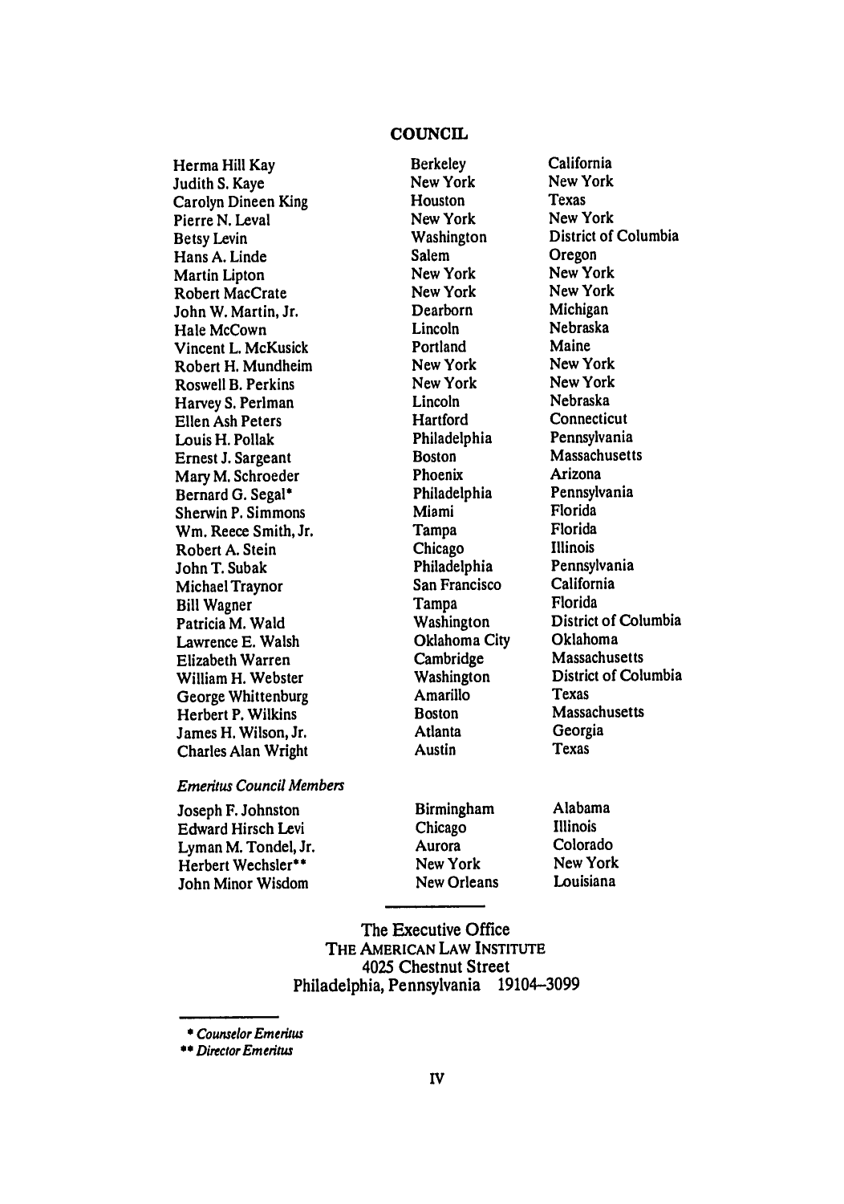## COUNCIL

| | | |
|---|---|---|
| Herma Hill Kay | Berkeley | California |
| Judith S. Kaye | New York | New York |
| Carolyn Dineen King | Houston | Texas |
| Pierre N. Leval | New York | New York |
| Betsy Levin | Washington | District of Columbia |
| Hans A. Linde | Salem | Oregon |
| Martin Lipton | New York | New York |
| Robert MacCrate | New York | New York |
| John W. Martin, Jr. | Dearborn | Michigan |
| Hale McCown | Lincoln | Nebraska |
| Vincent L. McKusick | Portland | Maine |
| Robert H. Mundheim | New York | New York |
| Roswell B. Perkins | New York | New York |
| Harvey S. Perlman | Lincoln | Nebraska |
| Ellen Ash Peters | Hartford | Connecticut |
| Louis H. Pollak | Philadelphia | Pennsylvania |
| Ernest J. Sargeant | Boston | Massachusetts |
| Mary M. Schroeder | Phoenix | Arizona |
| Bernard G. Segal* | Philadelphia | Pennsylvania |
| Sherwin P. Simmons | Miami | Florida |
| Wm. Reece Smith, Jr. | Tampa | Florida |
| Robert A. Stein | Chicago | Illinois |
| John T. Subak | Philadelphia | Pennsylvania |
| Michael Traynor | San Francisco | California |
| Bill Wagner | Tampa | Florida |
| Patricia M. Wald | Washington | District of Columbia |
| Lawrence E. Walsh | Oklahoma City | Oklahoma |
| Elizabeth Warren | Cambridge | Massachusetts |
| William H. Webster | Washington | District of Columbia |
| George Whittenburg | Amarillo | Texas |
| Herbert P. Wilkins | Boston | Massachusetts |
| James H. Wilson, Jr. | Atlanta | Georgia |
| Charles Alan Wright | Austin | Texas |

*Emeritus Council Members*

| | | |
|---|---|---|
| Joseph F. Johnston | Birmingham | Alabama |
| Edward Hirsch Levi | Chicago | Illinois |
| Lyman M. Tondel, Jr. | Aurora | Colorado |
| Herbert Wechsler** | New York | New York |
| John Minor Wisdom | New Orleans | Louisiana |

The Executive Office
THE AMERICAN LAW INSTITUTE
4025 Chestnut Street
Philadelphia, Pennsylvania 19104–3099

\* *Counselor Emeritus*

\*\* *Director Emeritus*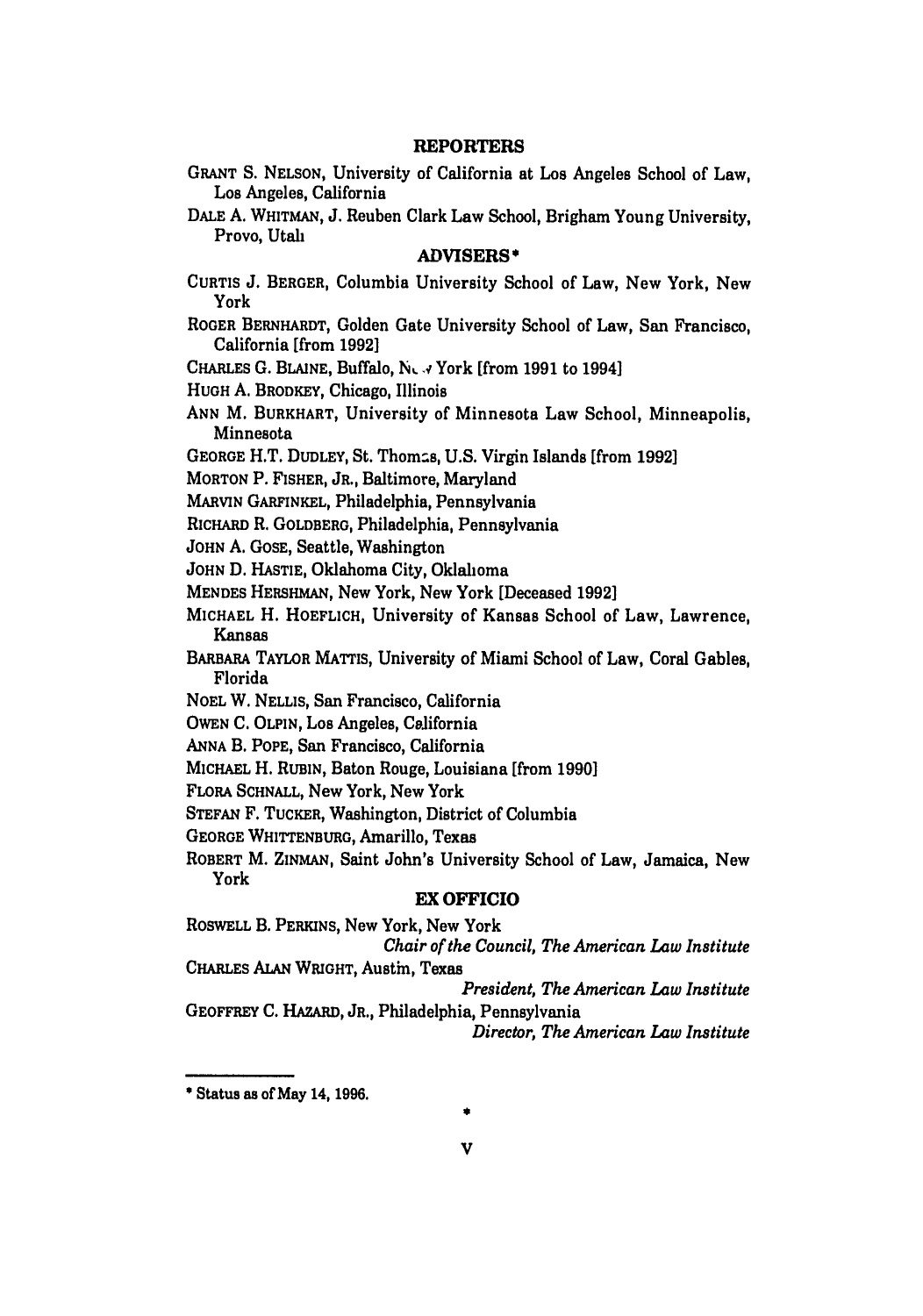## REPORTERS

GRANT S. NELSON, University of California at Los Angeles School of Law, Los Angeles, California

DALE A. WHITMAN, J. Reuben Clark Law School, Brigham Young University, Provo, Utah

## ADVISERS*

CURTIS J. BERGER, Columbia University School of Law, New York, New York

ROGER BERNHARDT, Golden Gate University School of Law, San Francisco, California [from 1992]

CHARLES G. BLAINE, Buffalo, New York [from 1991 to 1994]

HUGH A. BRODKEY, Chicago, Illinois

ANN M. BURKHART, University of Minnesota Law School, Minneapolis, Minnesota

GEORGE H.T. DUDLEY, St. Thomas, U.S. Virgin Islands [from 1992]

MORTON P. FISHER, JR., Baltimore, Maryland

MARVIN GARFINKEL, Philadelphia, Pennsylvania

RICHARD R. GOLDBERG, Philadelphia, Pennsylvania

JOHN A. GOSE, Seattle, Washington

JOHN D. HASTIE, Oklahoma City, Oklahoma

MENDES HERSHMAN, New York, New York [Deceased 1992]

MICHAEL H. HOEFLICH, University of Kansas School of Law, Lawrence, Kansas

BARBARA TAYLOR MATTIS, University of Miami School of Law, Coral Gables, Florida

NOEL W. NELLIS, San Francisco, California

OWEN C. OLPIN, Los Angeles, California

ANNA B. POPE, San Francisco, California

MICHAEL H. RUBIN, Baton Rouge, Louisiana [from 1990]

FLORA SCHNALL, New York, New York

STEFAN F. TUCKER, Washington, District of Columbia

GEORGE WHITTENBURG, Amarillo, Texas

ROBERT M. ZINMAN, Saint John's University School of Law, Jamaica, New York

## EX OFFICIO

ROSWELL B. PERKINS, New York, New York
*Chair of the Council, The American Law Institute*

CHARLES ALAN WRIGHT, Austin, Texas
*President, The American Law Institute*

GEOFFREY C. HAZARD, JR., Philadelphia, Pennsylvania
*Director, The American Law Institute*

---

* Status as of May 14, 1996.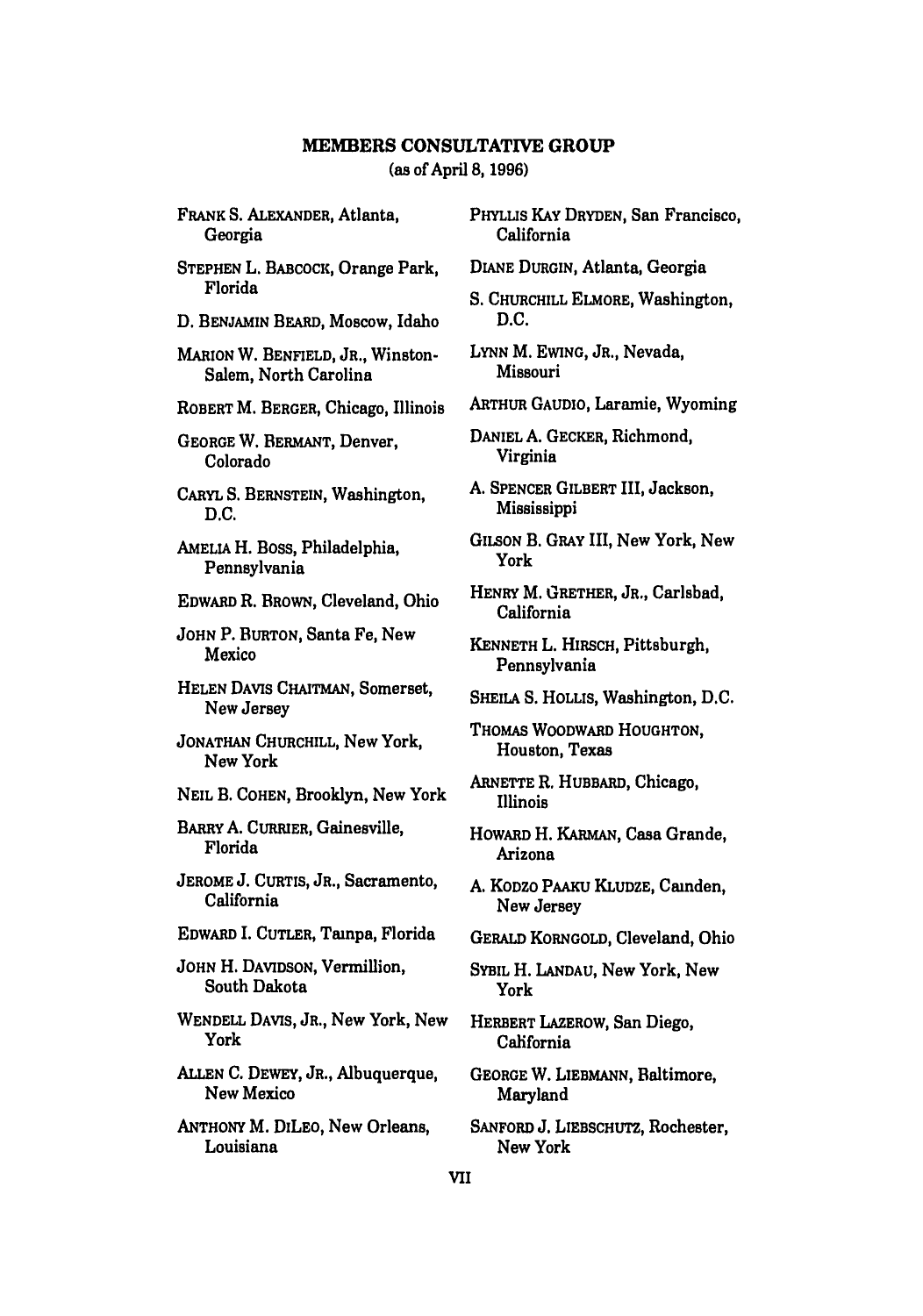## MEMBERS CONSULTATIVE GROUP

(as of April 8, 1996)

FRANK S. ALEXANDER, Atlanta, Georgia

STEPHEN L. BABCOCK, Orange Park, Florida

D. BENJAMIN BEARD, Moscow, Idaho

MARION W. BENFIELD, JR., Winston-Salem, North Carolina

ROBERT M. BERGER, Chicago, Illinois

GEORGE W. BERMANT, Denver, Colorado

CARYL S. BERNSTEIN, Washington, D.C.

AMELIA H. BOSS, Philadelphia, Pennsylvania

EDWARD R. BROWN, Cleveland, Ohio

JOHN P. BURTON, Santa Fe, New Mexico

HELEN DAVIS CHAITMAN, Somerset, New Jersey

JONATHAN CHURCHILL, New York, New York

NEIL B. COHEN, Brooklyn, New York

BARRY A. CURRIER, Gainesville, Florida

JEROME J. CURTIS, JR., Sacramento, California

EDWARD I. CUTLER, Tampa, Florida

JOHN H. DAVIDSON, Vermillion, South Dakota

WENDELL DAVIS, JR., New York, New York

ALLEN C. DEWEY, JR., Albuquerque, New Mexico

ANTHONY M. DILEO, New Orleans, Louisiana

PHYLLIS KAY DRYDEN, San Francisco, California

DIANE DURGIN, Atlanta, Georgia

S. CHURCHILL ELMORE, Washington, D.C.

LYNN M. EWING, JR., Nevada, Missouri

ARTHUR GAUDIO, Laramie, Wyoming

DANIEL A. GECKER, Richmond, Virginia

A. SPENCER GILBERT III, Jackson, Mississippi

GILSON B. GRAY III, New York, New York

HENRY M. GRETHER, JR., Carlsbad, California

KENNETH L. HIRSCH, Pittsburgh, Pennsylvania

SHEILA S. HOLLIS, Washington, D.C.

THOMAS WOODWARD HOUGHTON, Houston, Texas

ARNETTE R. HUBBARD, Chicago, Illinois

HOWARD H. KARMAN, Casa Grande, Arizona

A. KODZO PAAKU KLUDZE, Camden, New Jersey

GERALD KORNGOLD, Cleveland, Ohio

SYBIL H. LANDAU, New York, New York

HERBERT LAZEROW, San Diego, California

GEORGE W. LIEBMANN, Baltimore, Maryland

SANFORD J. LIEBSCHUTZ, Rochester, New York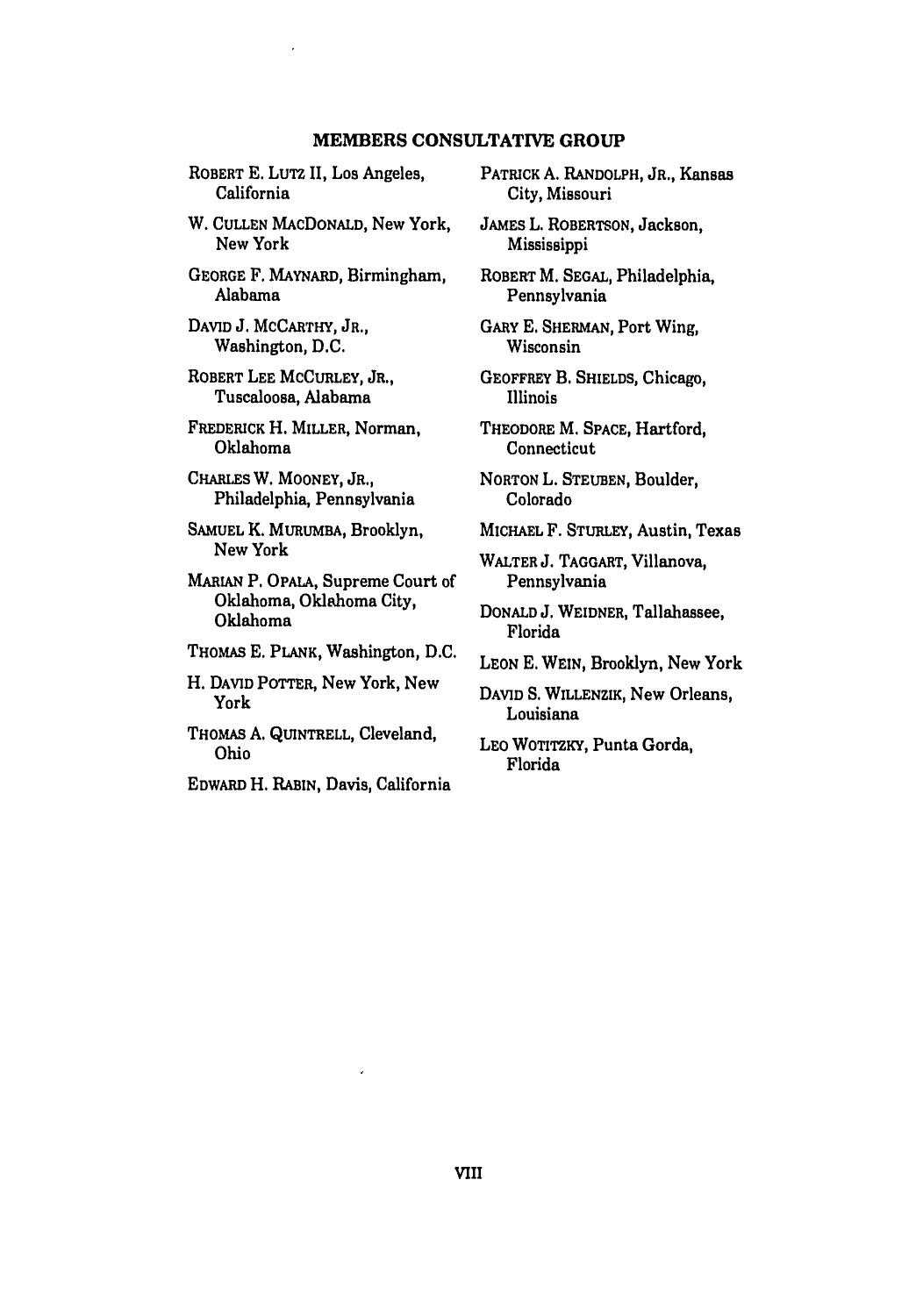## MEMBERS CONSULTATIVE GROUP

ROBERT E. LUTZ II, Los Angeles, California

W. CULLEN MACDONALD, New York, New York

GEORGE F. MAYNARD, Birmingham, Alabama

DAVID J. MCCARTHY, JR., Washington, D.C.

ROBERT LEE MCCURLEY, JR., Tuscaloosa, Alabama

FREDERICK H. MILLER, Norman, Oklahoma

CHARLES W. MOONEY, JR., Philadelphia, Pennsylvania

SAMUEL K. MURUMBA, Brooklyn, New York

MARIAN P. OPALA, Supreme Court of Oklahoma, Oklahoma City, Oklahoma

THOMAS E. PLANK, Washington, D.C.

H. DAVID POTTER, New York, New York

THOMAS A. QUINTRELL, Cleveland, Ohio

EDWARD H. RABIN, Davis, California

PATRICK A. RANDOLPH, JR., Kansas City, Missouri

JAMES L. ROBERTSON, Jackson, Mississippi

ROBERT M. SEGAL, Philadelphia, Pennsylvania

GARY E. SHERMAN, Port Wing, Wisconsin

GEOFFREY B. SHIELDS, Chicago, Illinois

THEODORE M. SPACE, Hartford, Connecticut

NORTON L. STEUBEN, Boulder, Colorado

MICHAEL F. STURLEY, Austin, Texas

WALTER J. TAGGART, Villanova, Pennsylvania

DONALD J. WEIDNER, Tallahassee, Florida

LEON E. WEIN, Brooklyn, New York

DAVID S. WILLENZIK, New Orleans, Louisiana

LEO WOTITZKY, Punta Gorda, Florida